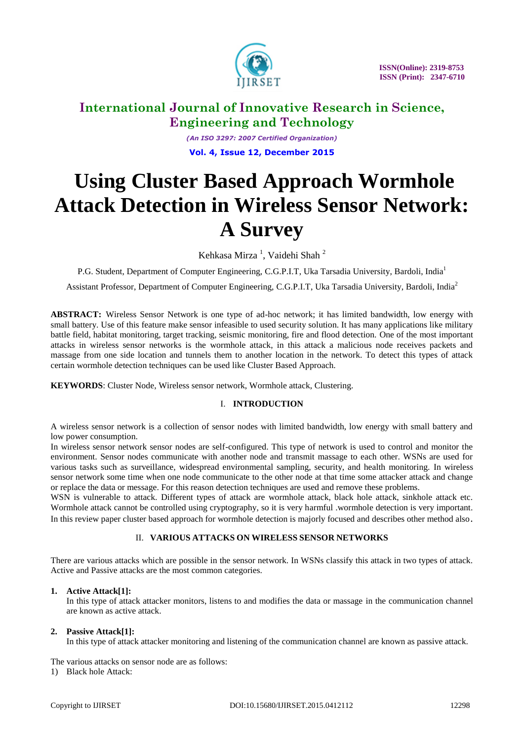# International Journal of Innovative Research in Science, Engineering and Technology

*(An ISO 3297: 2007 Certified Organization)*

**Vol. 4, Issue 12, December 2015**

# Using Cluster Based Approach Wormhole Attack Detection in Wireless Sensor Network: A Survey

Kehkasa Mirza [1], Vaidehi Shah [2]

P.G. Student, Department of Computer Engineering, C.G.P.I.T, Uka Tarsadia University, Bardoli, India[1]

Assistant Professor, Department of Computer Engineering, C.G.P.I.T, Uka Tarsadia University, Bardoli, India[2]

**ABSTRACT:** Wireless Sensor Network is one type of ad-hoc network; it has limited bandwidth, low energy with small battery. Use of this feature make sensor infeasible to used security solution. It has many applications like military battle field, habitat monitoring, target tracking, seismic monitoring, fire and flood detection. One of the most important attacks in wireless sensor networks is the wormhole attack, in this attack a malicious node receives packets and massage from one side location and tunnels them to another location in the network. To detect this types of attack certain wormhole detection techniques can be used like Cluster Based Approach.

**KEYWORDS**: Cluster Node, Wireless sensor network, Wormhole attack, Clustering.

## I. INTRODUCTION

A wireless sensor network is a collection of sensor nodes with limited bandwidth, low energy with small battery and low power consumption.

In wireless sensor network sensor nodes are self-configured. This type of network is used to control and monitor the environment. Sensor nodes communicate with another node and transmit massage to each other. WSNs are used for various tasks such as surveillance, widespread environmental sampling, security, and health monitoring. In wireless sensor network some time when one node communicate to the other node at that time some attacker attack and change or replace the data or message. For this reason detection techniques are used and remove these problems.

WSN is vulnerable to attack. Different types of attack are wormhole attack, black hole attack, sinkhole attack etc. Wormhole attack cannot be controlled using cryptography, so it is very harmful .wormhole detection is very important. In this review paper cluster based approach for wormhole detection is majorly focused and describes other method also.

## II. VARIOUS ATTACKS ON WIRELESS SENSOR NETWORKS

There are various attacks which are possible in the sensor network. In WSNs classify this attack in two types of attack. Active and Passive attacks are the most common categories.

1. **Active Attack[1]:**
   In this type of attack attacker monitors, listens to and modifies the data or massage in the communication channel are known as active attack.

2. **Passive Attack[1]:**
   In this type of attack attacker monitoring and listening of the communication channel are known as passive attack.

The various attacks on sensor node are as follows:

1) Black hole Attack: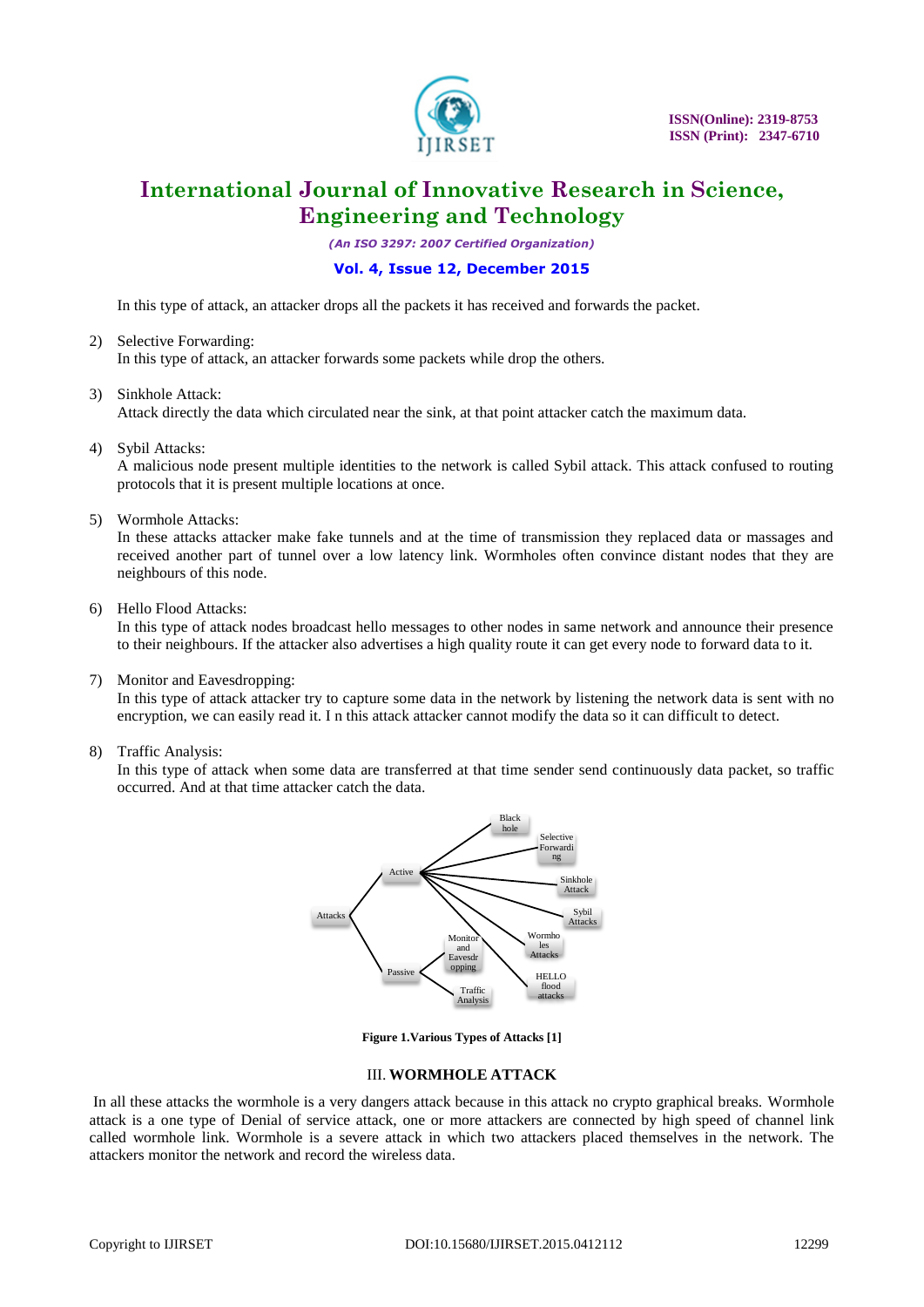In this type of attack, an attacker drops all the packets it has received and forwards the packet.

2) Selective Forwarding:
   In this type of attack, an attacker forwards some packets while drop the others.

3) Sinkhole Attack:
   Attack directly the data which circulated near the sink, at that point attacker catch the maximum data.

4) Sybil Attacks:
   A malicious node present multiple identities to the network is called Sybil attack. This attack confused to routing protocols that it is present multiple locations at once.

5) Wormhole Attacks:
   In these attacks attacker make fake tunnels and at the time of transmission they replaced data or massages and received another part of tunnel over a low latency link. Wormholes often convince distant nodes that they are neighbours of this node.

6) Hello Flood Attacks:
   In this type of attack nodes broadcast hello messages to other nodes in same network and announce their presence to their neighbours. If the attacker also advertises a high quality route it can get every node to forward data to it.

7) Monitor and Eavesdropping:
   In this type of attack attacker try to capture some data in the network by listening the network data is sent with no encryption, we can easily read it. I n this attack attacker cannot modify the data so it can difficult to detect.

8) Traffic Analysis:
   In this type of attack when some data are transferred at that time sender send continuously data packet, so traffic occurred. And at that time attacker catch the data.

**Figure 1.Various Types of Attacks [1]**

## III. WORMHOLE ATTACK

In all these attacks the wormhole is a very dangers attack because in this attack no crypto graphical breaks. Wormhole attack is a one type of Denial of service attack, one or more attackers are connected by high speed of channel link called wormhole link. Wormhole is a severe attack in which two attackers placed themselves in the network. The attackers monitor the network and record the wireless data.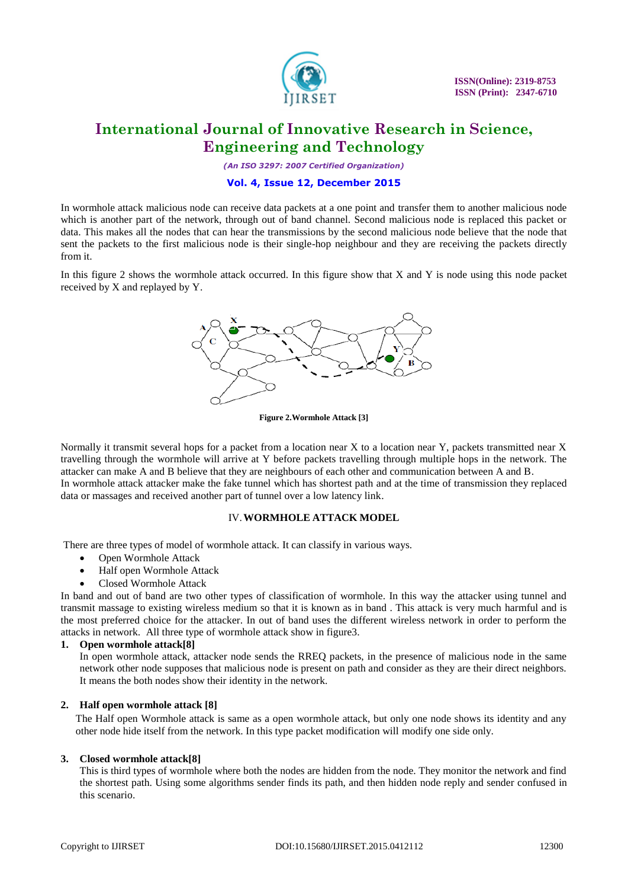In wormhole attack malicious node can receive data packets at a one point and transfer them to another malicious node which is another part of the network, through out of band channel. Second malicious node is replaced this packet or data. This makes all the nodes that can hear the transmissions by the second malicious node believe that the node that sent the packets to the first malicious node is their single-hop neighbour and they are receiving the packets directly from it.

In this figure 2 shows the wormhole attack occurred. In this figure show that X and Y is node using this node packet received by X and replayed by Y.

**Figure 2.Wormhole Attack [3]**

Normally it transmit several hops for a packet from a location near X to a location near Y, packets transmitted near X travelling through the wormhole will arrive at Y before packets travelling through multiple hops in the network. The attacker can make A and B believe that they are neighbours of each other and communication between A and B.
In wormhole attack attacker make the fake tunnel which has shortest path and at the time of transmission they replaced data or massages and received another part of tunnel over a low latency link.

## IV. WORMHOLE ATTACK MODEL

There are three types of model of wormhole attack. It can classify in various ways.

- Open Wormhole Attack
- Half open Wormhole Attack
- Closed Wormhole Attack

In band and out of band are two other types of classification of wormhole. In this way the attacker using tunnel and transmit massage to existing wireless medium so that it is known as in band . This attack is very much harmful and is the most preferred choice for the attacker. In out of band uses the different wireless network in order to perform the attacks in network. All three type of wormhole attack show in figure3.

**1. Open wormhole attack[8]**

In open wormhole attack, attacker node sends the RREQ packets, in the presence of malicious node in the same network other node supposes that malicious node is present on path and consider as they are their direct neighbors. It means the both nodes show their identity in the network.

**2. Half open wormhole attack [8]**

The Half open Wormhole attack is same as a open wormhole attack, but only one node shows its identity and any other node hide itself from the network. In this type packet modification will modify one side only.

**3. Closed wormhole attack[8]**

This is third types of wormhole where both the nodes are hidden from the node. They monitor the network and find the shortest path. Using some algorithms sender finds its path, and then hidden node reply and sender confused in this scenario.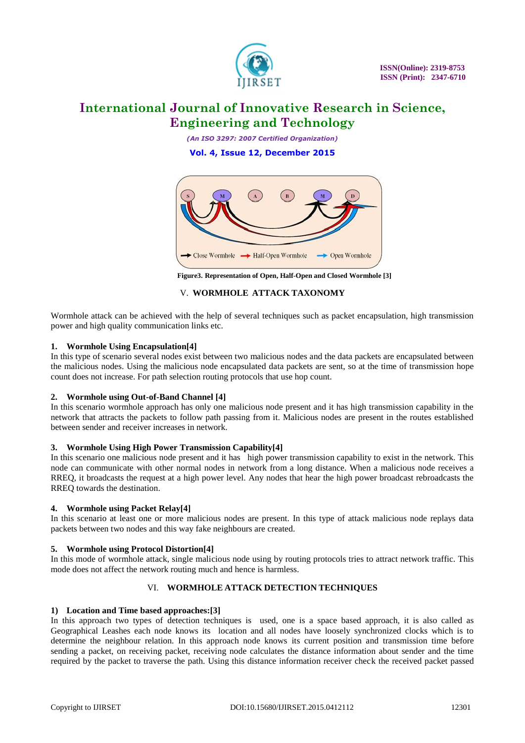Figure3. Representation of Open, Half-Open and Closed Wormhole [3]

## V. WORMHOLE ATTACK TAXONOMY

Wormhole attack can be achieved with the help of several techniques such as packet encapsulation, high transmission power and high quality communication links etc.

### 1. Wormhole Using Encapsulation[4]

In this type of scenario several nodes exist between two malicious nodes and the data packets are encapsulated between the malicious nodes. Using the malicious node encapsulated data packets are sent, so at the time of transmission hope count does not increase. For path selection routing protocols that use hop count.

### 2. Wormhole using Out-of-Band Channel [4]

In this scenario wormhole approach has only one malicious node present and it has high transmission capability in the network that attracts the packets to follow path passing from it. Malicious nodes are present in the routes established between sender and receiver increases in network.

### 3. Wormhole Using High Power Transmission Capability[4]

In this scenario one malicious node present and it has high power transmission capability to exist in the network. This node can communicate with other normal nodes in network from a long distance. When a malicious node receives a RREQ, it broadcasts the request at a high power level. Any nodes that hear the high power broadcast rebroadcasts the RREQ towards the destination.

### 4. Wormhole using Packet Relay[4]

In this scenario at least one or more malicious nodes are present. In this type of attack malicious node replays data packets between two nodes and this way fake neighbours are created.

### 5. Wormhole using Protocol Distortion[4]

In this mode of wormhole attack, single malicious node using by routing protocols tries to attract network traffic. This mode does not affect the network routing much and hence is harmless.

## VI. WORMHOLE ATTACK DETECTION TECHNIQUES

### 1) Location and Time based approaches:[3]

In this approach two types of detection techniques is used, one is a space based approach, it is also called as Geographical Leashes each node knows its location and all nodes have loosely synchronized clocks which is to determine the neighbour relation. In this approach node knows its current position and transmission time before sending a packet, on receiving packet, receiving node calculates the distance information about sender and the time required by the packet to traverse the path. Using this distance information receiver check the received packet passed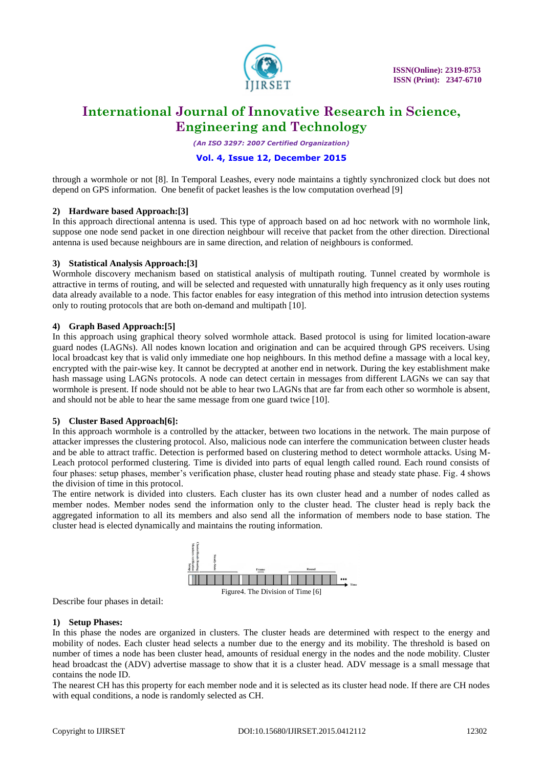through a wormhole or not [8]. In Temporal Leashes, every node maintains a tightly synchronized clock but does not depend on GPS information. One benefit of packet leashes is the low computation overhead [9]

**2) Hardware based Approach:[3]**

In this approach directional antenna is used. This type of approach based on ad hoc network with no wormhole link, suppose one node send packet in one direction neighbour will receive that packet from the other direction. Directional antenna is used because neighbours are in same direction, and relation of neighbours is conformed.

**3) Statistical Analysis Approach:[3]**

Wormhole discovery mechanism based on statistical analysis of multipath routing. Tunnel created by wormhole is attractive in terms of routing, and will be selected and requested with unnaturally high frequency as it only uses routing data already available to a node. This factor enables for easy integration of this method into intrusion detection systems only to routing protocols that are both on-demand and multipath [10].

**4) Graph Based Approach:[5]**

In this approach using graphical theory solved wormhole attack. Based protocol is using for limited location-aware guard nodes (LAGNs). All nodes known location and origination and can be acquired through GPS receivers. Using local broadcast key that is valid only immediate one hop neighbours. In this method define a massage with a local key, encrypted with the pair-wise key. It cannot be decrypted at another end in network. During the key establishment make hash massage using LAGNs protocols. A node can detect certain in messages from different LAGNs we can say that wormhole is present. If node should not be able to hear two LAGNs that are far from each other so wormhole is absent, and should not be able to hear the same message from one guard twice [10].

**5) Cluster Based Approach[6]:**

In this approach wormhole is a controlled by the attacker, between two locations in the network. The main purpose of attacker impresses the clustering protocol. Also, malicious node can interfere the communication between cluster heads and be able to attract traffic. Detection is performed based on clustering method to detect wormhole attacks. Using M-Leach protocol performed clustering. Time is divided into parts of equal length called round. Each round consists of four phases: setup phases, member's verification phase, cluster head routing phase and steady state phase. Fig. 4 shows the division of time in this protocol.

The entire network is divided into clusters. Each cluster has its own cluster head and a number of nodes called as member nodes. Member nodes send the information only to the cluster head. The cluster head is reply back the aggregated information to all its members and also send all the information of members node to base station. The cluster head is elected dynamically and maintains the routing information.

Figure4. The Division of Time [6]

Describe four phases in detail:

**1) Setup Phases:**

In this phase the nodes are organized in clusters. The cluster heads are determined with respect to the energy and mobility of nodes. Each cluster head selects a number due to the energy and its mobility. The threshold is based on number of times a node has been cluster head, amounts of residual energy in the nodes and the node mobility. Cluster head broadcast the (ADV) advertise massage to show that it is a cluster head. ADV message is a small message that contains the node ID.

The nearest CH has this property for each member node and it is selected as its cluster head node. If there are CH nodes with equal conditions, a node is randomly selected as CH.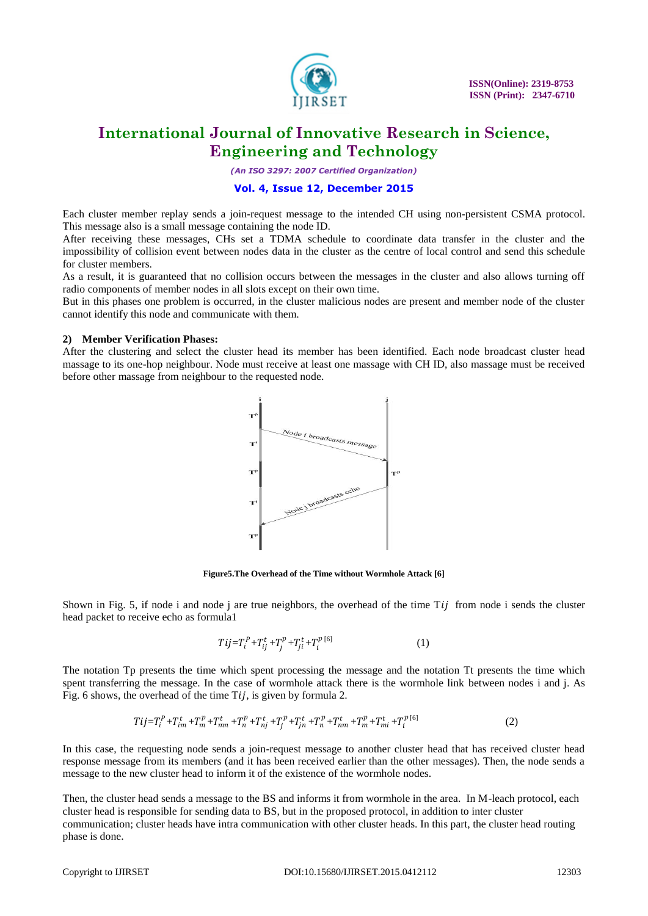Each cluster member replay sends a join-request message to the intended CH using non-persistent CSMA protocol. This message also is a small message containing the node ID.

After receiving these messages, CHs set a TDMA schedule to coordinate data transfer in the cluster and the impossibility of collision event between nodes data in the cluster as the centre of local control and send this schedule for cluster members.

As a result, it is guaranteed that no collision occurs between the messages in the cluster and also allows turning off radio components of member nodes in all slots except on their own time.

But in this phases one problem is occurred, in the cluster malicious nodes are present and member node of the cluster cannot identify this node and communicate with them.

#### 2) Member Verification Phases:

After the clustering and select the cluster head its member has been identified. Each node broadcast cluster head massage to its one-hop neighbour. Node must receive at least one massage with CH ID, also massage must be received before other massage from neighbour to the requested node.

**Figure5.The Overhead of the Time without Wormhole Attack [6]**

Shown in Fig. 5, if node i and node j are true neighbors, the overhead of the time $Tij$ from node i sends the cluster head packet to receive echo as formula1

$$Tij = T_i^p + T_{ij}^t + T_j^p + T_{ji}^t + T_i^p \text{ [6]} \qquad (1)$$

The notation Tp presents the time which spent processing the message and the notation Tt presents the time which spent transferring the message. In the case of wormhole attack there is the wormhole link between nodes i and j. As Fig. 6 shows, the overhead of the time $Tij$, is given by formula 2.

$$Tij = T_i^p + T_{im}^t + T_m^p + T_{mn}^t + T_n^p + T_{nj}^t + T_j^p + T_{jn}^t + T_n^p + T_{nm}^t + T_m^p + T_{mi}^t + T_i^p \text{ [6]} \qquad (2)$$

In this case, the requesting node sends a join-request message to another cluster head that has received cluster head response message from its members (and it has been received earlier than the other messages). Then, the node sends a message to the new cluster head to inform it of the existence of the wormhole nodes.

Then, the cluster head sends a message to the BS and informs it from wormhole in the area. In M-leach protocol, each cluster head is responsible for sending data to BS, but in the proposed protocol, in addition to inter cluster communication; cluster heads have intra communication with other cluster heads. In this part, the cluster head routing phase is done.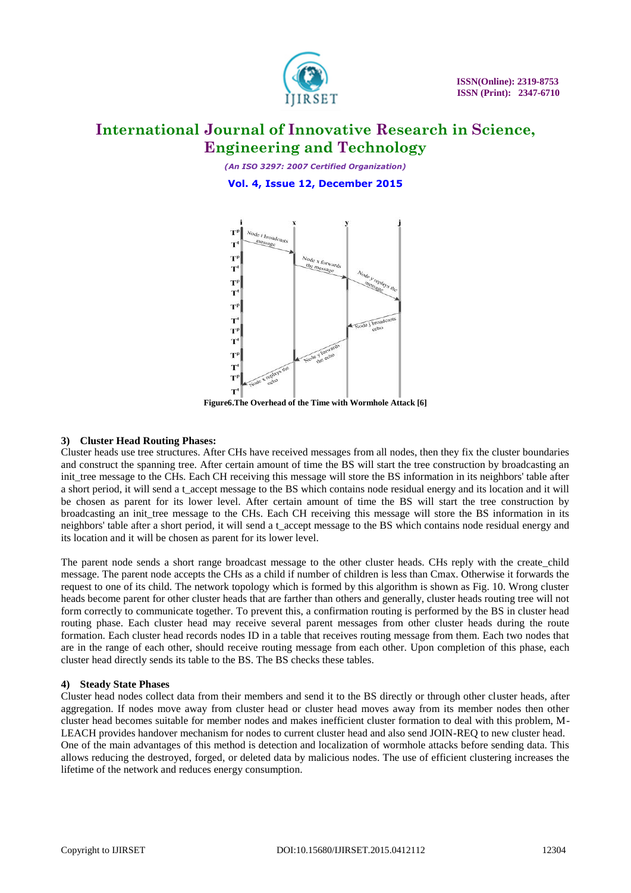Figure6.The Overhead of the Time with Wormhole Attack [6]

#### 3) Cluster Head Routing Phases:

Cluster heads use tree structures. After CHs have received messages from all nodes, then they fix the cluster boundaries and construct the spanning tree. After certain amount of time the BS will start the tree construction by broadcasting an init_tree message to the CHs. Each CH receiving this message will store the BS information in its neighbors' table after a short period, it will send a t_accept message to the BS which contains node residual energy and its location and it will be chosen as parent for its lower level. After certain amount of time the BS will start the tree construction by broadcasting an init_tree message to the CHs. Each CH receiving this message will store the BS information in its neighbors' table after a short period, it will send a t_accept message to the BS which contains node residual energy and its location and it will be chosen as parent for its lower level.

The parent node sends a short range broadcast message to the other cluster heads. CHs reply with the create_child message. The parent node accepts the CHs as a child if number of children is less than Cmax. Otherwise it forwards the request to one of its child. The network topology which is formed by this algorithm is shown as Fig. 10. Wrong cluster heads become parent for other cluster heads that are farther than others and generally, cluster heads routing tree will not form correctly to communicate together. To prevent this, a confirmation routing is performed by the BS in cluster head routing phase. Each cluster head may receive several parent messages from other cluster heads during the route formation. Each cluster head records nodes ID in a table that receives routing message from them. Each two nodes that are in the range of each other, should receive routing message from each other. Upon completion of this phase, each cluster head directly sends its table to the BS. The BS checks these tables.

#### 4) Steady State Phases

Cluster head nodes collect data from their members and send it to the BS directly or through other cluster heads, after aggregation. If nodes move away from cluster head or cluster head moves away from its member nodes then other cluster head becomes suitable for member nodes and makes inefficient cluster formation to deal with this problem, M-LEACH provides handover mechanism for nodes to current cluster head and also send JOIN-REQ to new cluster head.
One of the main advantages of this method is detection and localization of wormhole attacks before sending data. This allows reducing the destroyed, forged, or deleted data by malicious nodes. The use of efficient clustering increases the lifetime of the network and reduces energy consumption.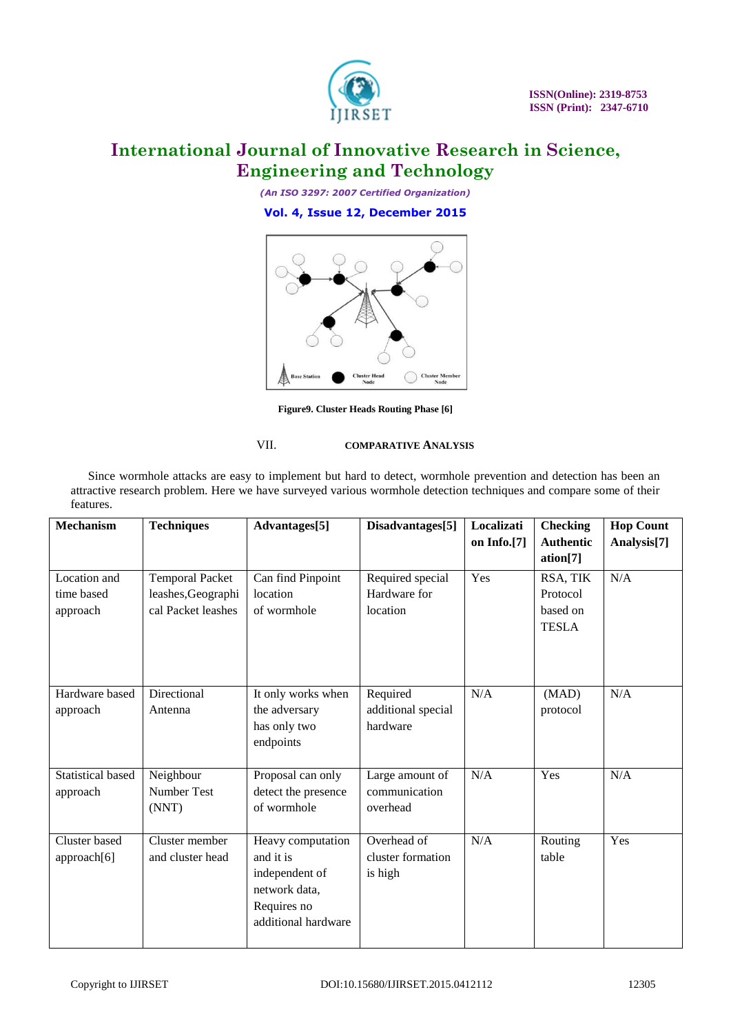Figure9. Cluster Heads Routing Phase [6]

## VII. COMPARATIVE ANALYSIS

Since wormhole attacks are easy to implement but hard to detect, wormhole prevention and detection has been an attractive research problem. Here we have surveyed various wormhole detection techniques and compare some of their features.

| Mechanism | Techniques | Advantages[5] | Disadvantages[5] | Localization Info.[7] | Checking Authentication[7] | Hop Count Analysis[7] |
|---|---|---|---|---|---|---|
| Location and time based approach | Temporal Packet leashes, Geographical Packet leashes | Can find Pinpoint location of wormhole | Required special Hardware for location | Yes | RSA, TIK Protocol based on TESLA | N/A |
| Hardware based approach | Directional Antenna | It only works when the adversary has only two endpoints | Required additional special hardware | N/A | (MAD) protocol | N/A |
| Statistical based approach | Neighbour Number Test (NNT) | Proposal can only detect the presence of wormhole | Large amount of communication overhead | N/A | Yes | N/A |
| Cluster based approach[6] | Cluster member and cluster head | Heavy computation and it is independent of network data, Requires no additional hardware | Overhead of cluster formation is high | N/A | Routing table | Yes |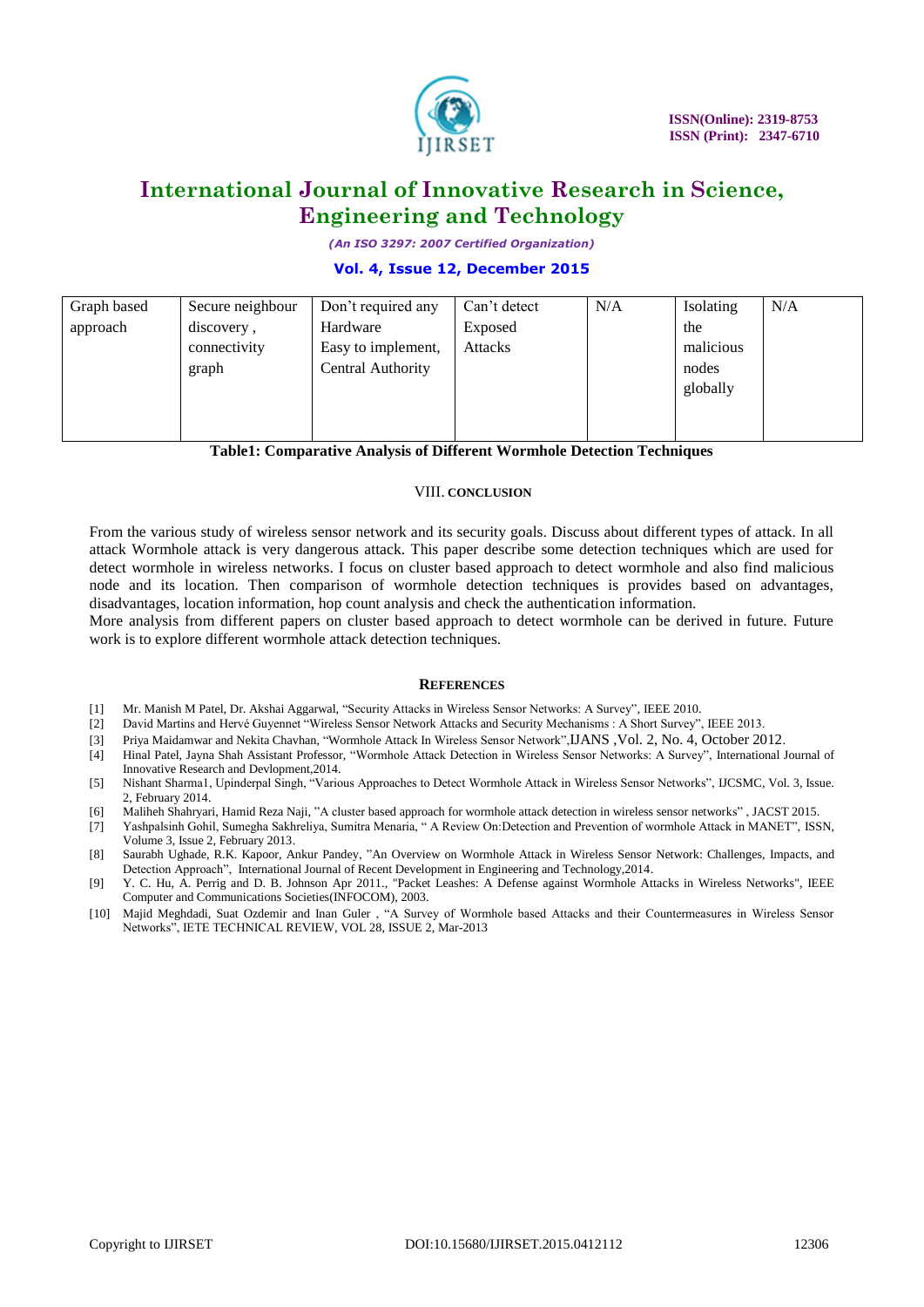| | | | | | | |
|---|---|---|---|---|---|---|
| Graph based approach | Secure neighbour discovery , connectivity graph | Don't required any Hardware Easy to implement, Central Authority | Can't detect Exposed Attacks | N/A | Isolating the malicious nodes globally | N/A |

**Table1: Comparative Analysis of Different Wormhole Detection Techniques**

## VIII. CONCLUSION

From the various study of wireless sensor network and its security goals. Discuss about different types of attack. In all attack Wormhole attack is very dangerous attack. This paper describe some detection techniques which are used for detect wormhole in wireless networks. I focus on cluster based approach to detect wormhole and also find malicious node and its location. Then comparison of wormhole detection techniques is provides based on advantages, disadvantages, location information, hop count analysis and check the authentication information.

More analysis from different papers on cluster based approach to detect wormhole can be derived in future. Future work is to explore different wormhole attack detection techniques.

## REFERENCES

[1] Mr. Manish M Patel, Dr. Akshai Aggarwal, "Security Attacks in Wireless Sensor Networks: A Survey", IEEE 2010.

[2] David Martins and Hervé Guyennet "Wireless Sensor Network Attacks and Security Mechanisms : A Short Survey", IEEE 2013.

[3] Priya Maidamwar and Nekita Chavhan, "Wormhole Attack In Wireless Sensor Network",IJANS ,Vol. 2, No. 4, October 2012.

[4] Hinal Patel, Jayna Shah Assistant Professor, "Wormhole Attack Detection in Wireless Sensor Networks: A Survey", International Journal of Innovative Research and Devlopment,2014.

[5] Nishant Sharma1, Upinderpal Singh, "Various Approaches to Detect Wormhole Attack in Wireless Sensor Networks", IJCSMC, Vol. 3, Issue. 2, February 2014.

[6] Maliheh Shahryari, Hamid Reza Naji, "A cluster based approach for wormhole attack detection in wireless sensor networks" , JACST 2015.

[7] Yashpalsinh Gohil, Sumegha Sakhreliya, Sumitra Menaria, " A Review On:Detection and Prevention of wormhole Attack in MANET", ISSN, Volume 3, Issue 2, February 2013.

[8] Saurabh Ughade, R.K. Kapoor, Ankur Pandey, "An Overview on Wormhole Attack in Wireless Sensor Network: Challenges, Impacts, and Detection Approach", International Journal of Recent Development in Engineering and Technology,2014.

[9] Y. C. Hu, A. Perrig and D. B. Johnson Apr 2011., "Packet Leashes: A Defense against Wormhole Attacks in Wireless Networks", IEEE Computer and Communications Societies(INFOCOM), 2003.

[10] Majid Meghdadi, Suat Ozdemir and Inan Guler , "A Survey of Wormhole based Attacks and their Countermeasures in Wireless Sensor Networks", IETE TECHNICAL REVIEW, VOL 28, ISSUE 2, Mar-2013